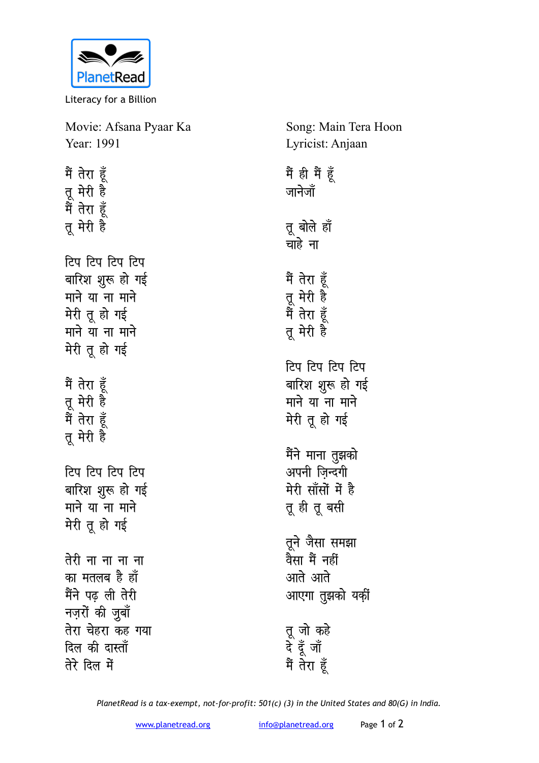PlanetRead

Literacy for a Billion

Movie: Afsana Pyaar Ka
Year: 1991

Song: Main Tera Hoon
Lyricist: Anjaan

मैं तेरा हूँ
तू मेरी है
मैं तेरा हूँ
तू मेरी है

टिप टिप टिप टिप
बारिश शुरू हो गई
माने या ना माने
मेरी तू हो गई
माने या ना माने
मेरी तू हो गई

मैं तेरा हूँ
तू मेरी है
मैं तेरा हूँ
तू मेरी है

टिप टिप टिप टिप
बारिश शुरू हो गई
माने या ना माने
मेरी तू हो गई

तेरी ना ना ना ना
का मतलब है हाँ
मैंने पढ़ ली तेरी
नज़रों की ज़ुबाँ
तेरा चेहरा कह गया
दिल की दास्ताँ
तेरे दिल में

मैं ही मैं हूँ
जानेजाँ

तू बोले हाँ
चाहे ना

मैं तेरा हूँ
तू मेरी है
मैं तेरा हूँ
तू मेरी है

टिप टिप टिप टिप
बारिश शुरू हो गई
माने या ना माने
मेरी तू हो गई

मैंने माना तुझको
अपनी ज़िन्दगी
मेरी साँसों में है
तू ही तू बसी

तूने जैसा समझा
वैसा मैं नहीं
आते आते
आएगा तुझको यक़ीं

तू जो कहे
दे दूँ जाँ
मैं तेरा हूँ

*PlanetRead is a tax-exempt, not-for-profit: 501(c) (3) in the United States and 80(G) in India.*

www.planetread.org    info@planetread.org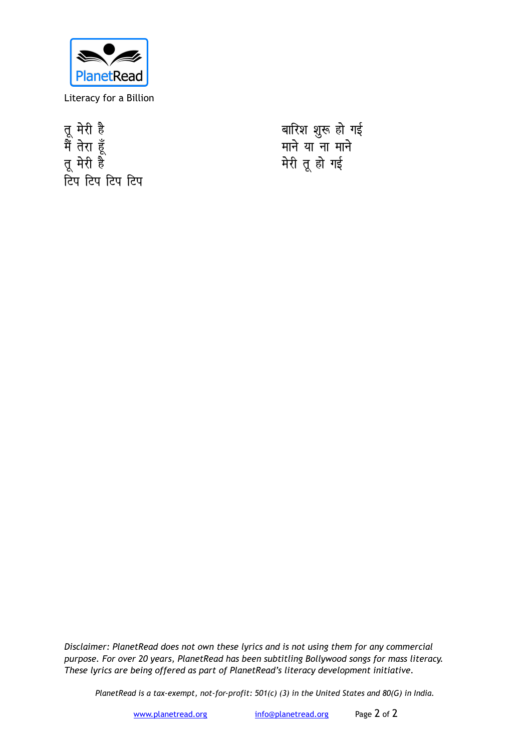PlanetRead

Literacy for a Billion

तू मेरी है
मैं तेरा हूँ
तू मेरी है
टिप टिप टिप टिप

बारिश शुरू हो गई
माने या ना माने
मेरी तू हो गई

*Disclaimer: PlanetRead does not own these lyrics and is not using them for any commercial purpose. For over 20 years, PlanetRead has been subtitling Bollywood songs for mass literacy. These lyrics are being offered as part of PlanetRead's literacy development initiative.*

*PlanetRead is a tax-exempt, not-for-profit: 501(c) (3) in the United States and 80(G) in India.*

www.planetread.org info@planetread.org